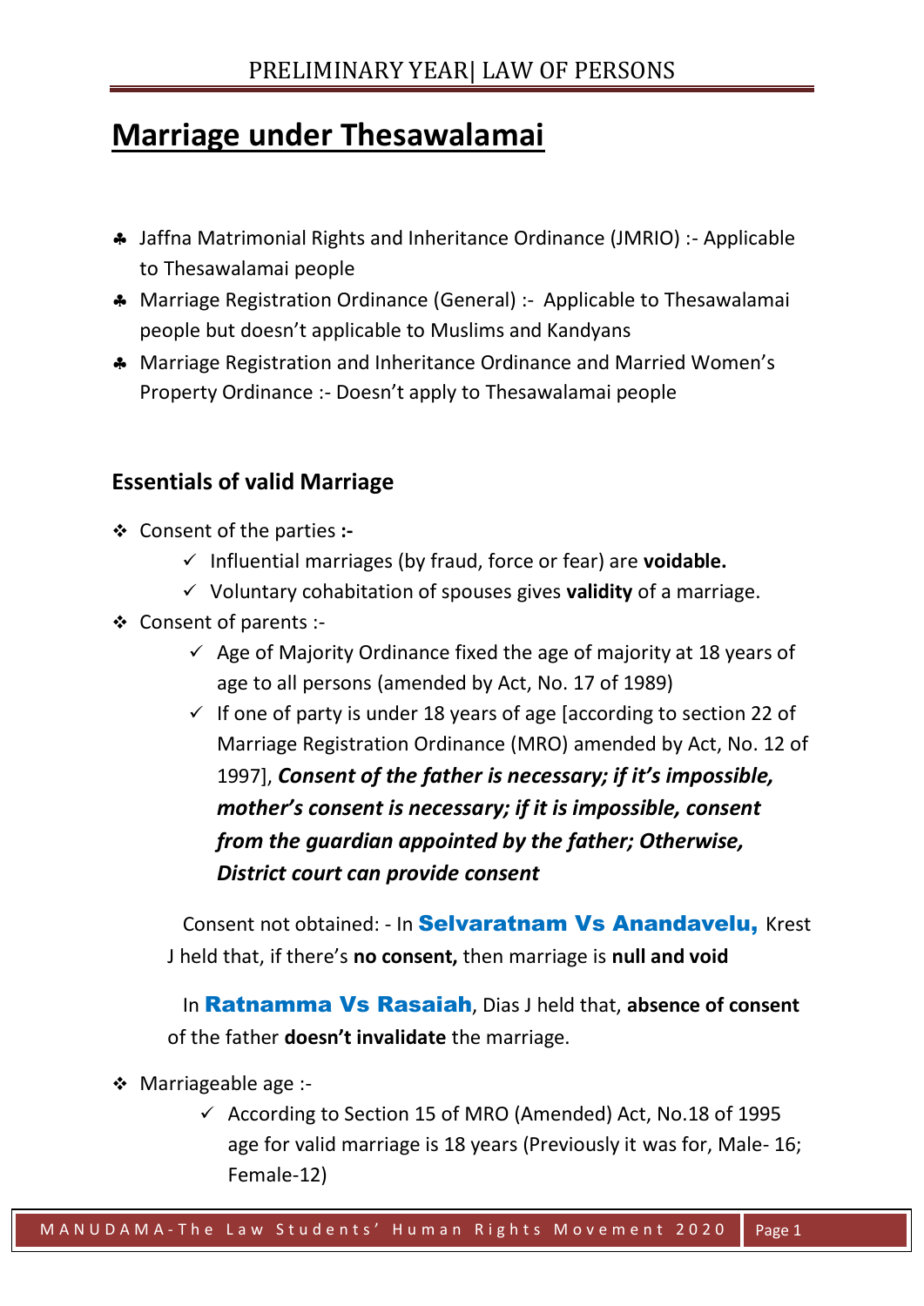# Marriage under Thesawalamai

- Jaffna Matrimonial Rights and Inheritance Ordinance (JMRIO) :- Applicable to Thesawalamai people
- Marriage Registration Ordinance (General) :- Applicable to Thesawalamai people but doesn't applicable to Muslims and Kandyans
- Marriage Registration and Inheritance Ordinance and Married Women's Property Ordinance :- Doesn't apply to Thesawalamai people

## Essentials of valid Marriage

- Consent of the parties **:-**
    - ✓ Influential marriages (by fraud, force or fear) are **voidable.**
    - ✓ Voluntary cohabitation of spouses gives **validity** of a marriage.
- Consent of parents :-
    - ✓ Age of Majority Ordinance fixed the age of majority at 18 years of age to all persons (amended by Act, No. 17 of 1989)
    - ✓ If one of party is under 18 years of age [according to section 22 of Marriage Registration Ordinance (MRO) amended by Act, No. 12 of 1997], ***Consent of the father is necessary; if it's impossible, mother's consent is necessary; if it is impossible, consent from the guardian appointed by the father; Otherwise, District court can provide consent***

    Consent not obtained: - In **Selvaratnam Vs Anandavelu,** Krest J held that, if there's **no consent,** then marriage is **null and void**

    In **Ratnamma Vs Rasaiah**, Dias J held that, **absence of consent** of the father **doesn't invalidate** the marriage.

- Marriageable age :-
    - ✓ According to Section 15 of MRO (Amended) Act, No.18 of 1995 age for valid marriage is 18 years (Previously it was for, Male- 16; Female-12)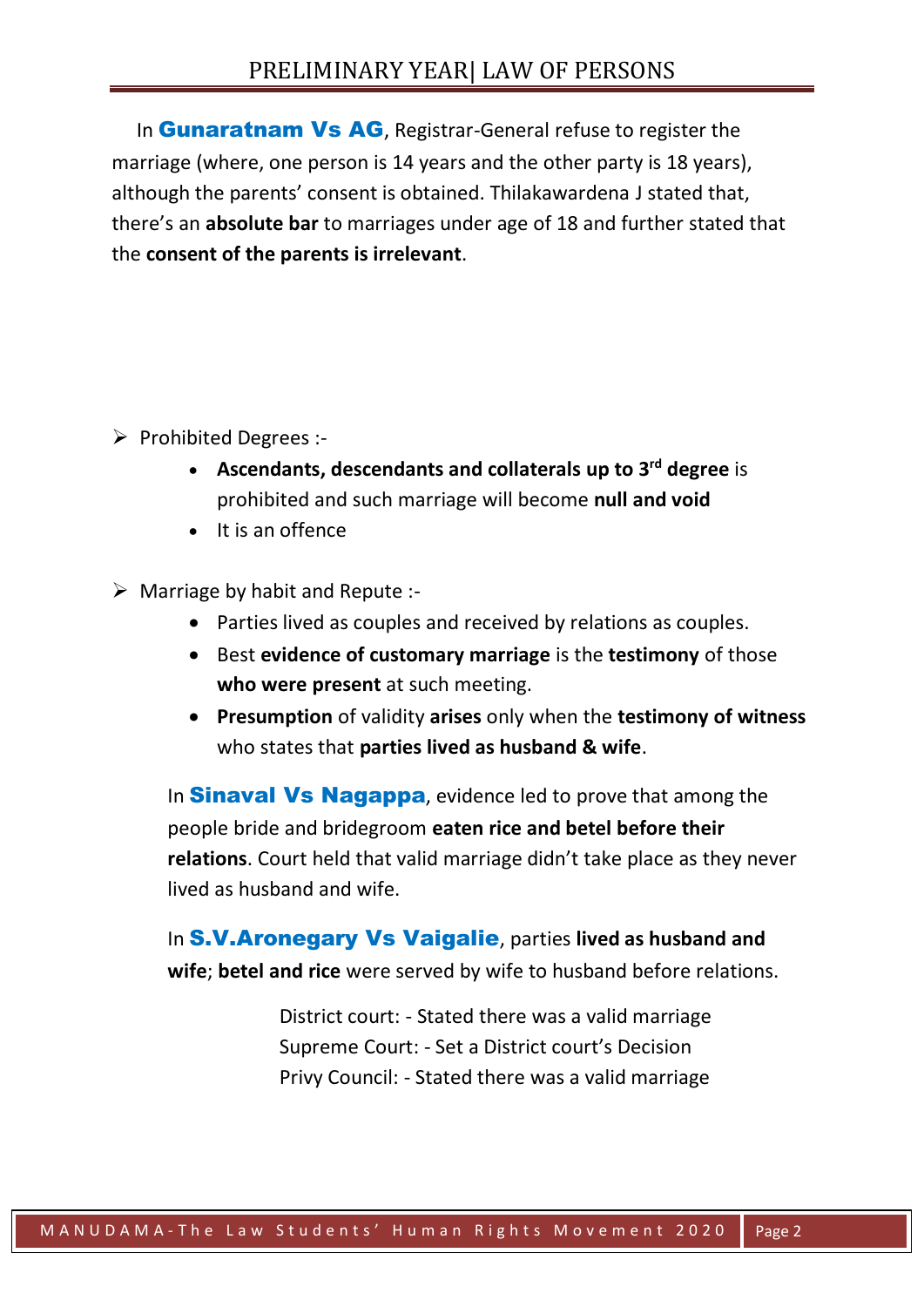In **Gunaratnam Vs AG**, Registrar-General refuse to register the marriage (where, one person is 14 years and the other party is 18 years), although the parents' consent is obtained. Thilakawardena J stated that, there's an **absolute bar** to marriages under age of 18 and further stated that the **consent of the parents is irrelevant**.

- Prohibited Degrees :-
    - **Ascendants, descendants and collaterals up to 3rd degree** is prohibited and such marriage will become **null and void**
    - It is an offence

- Marriage by habit and Repute :-
    - Parties lived as couples and received by relations as couples.
    - Best **evidence of customary marriage** is the **testimony** of those **who were present** at such meeting.
    - **Presumption** of validity **arises** only when the **testimony of witness** who states that **parties lived as husband & wife**.

In **Sinaval Vs Nagappa**, evidence led to prove that among the people bride and bridegroom **eaten rice and betel before their relations**. Court held that valid marriage didn't take place as they never lived as husband and wife.

In **S.V.Aronegary Vs Vaigalie**, parties **lived as husband and wife**; **betel and rice** were served by wife to husband before relations.

District court: - Stated there was a valid marriage
Supreme Court: - Set a District court's Decision
Privy Council: - Stated there was a valid marriage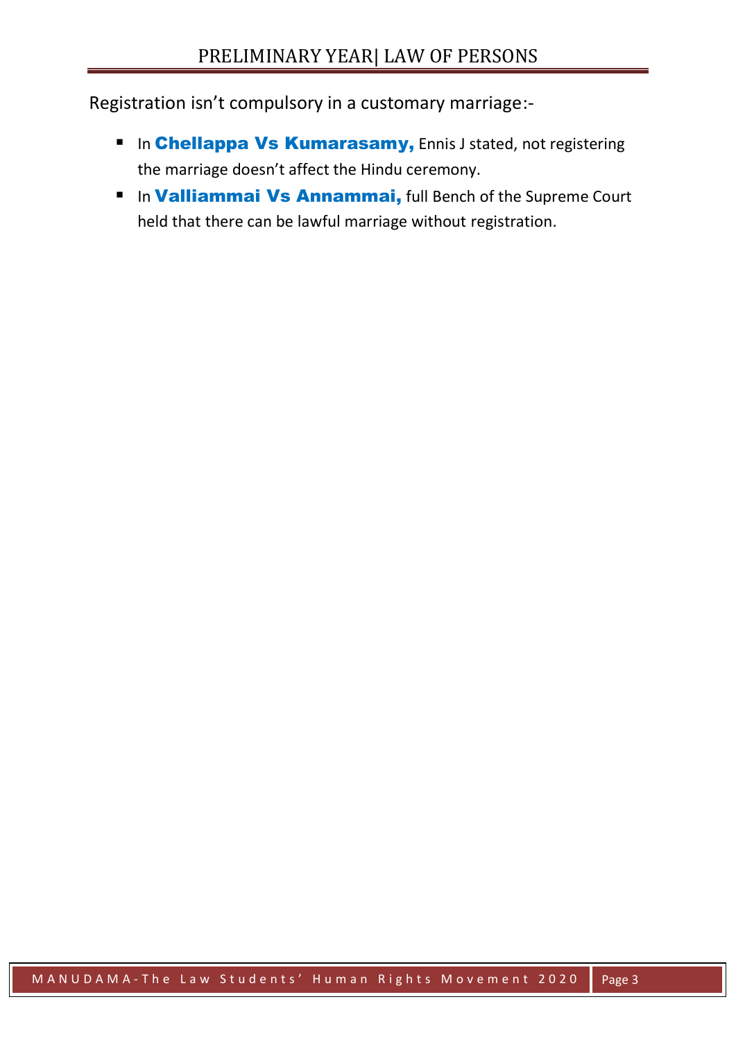Registration isn't compulsory in a customary marriage:-

- In **Chellappa Vs Kumarasamy,** Ennis J stated, not registering the marriage doesn't affect the Hindu ceremony.
- In **Valliammai Vs Annammai,** full Bench of the Supreme Court held that there can be lawful marriage without registration.